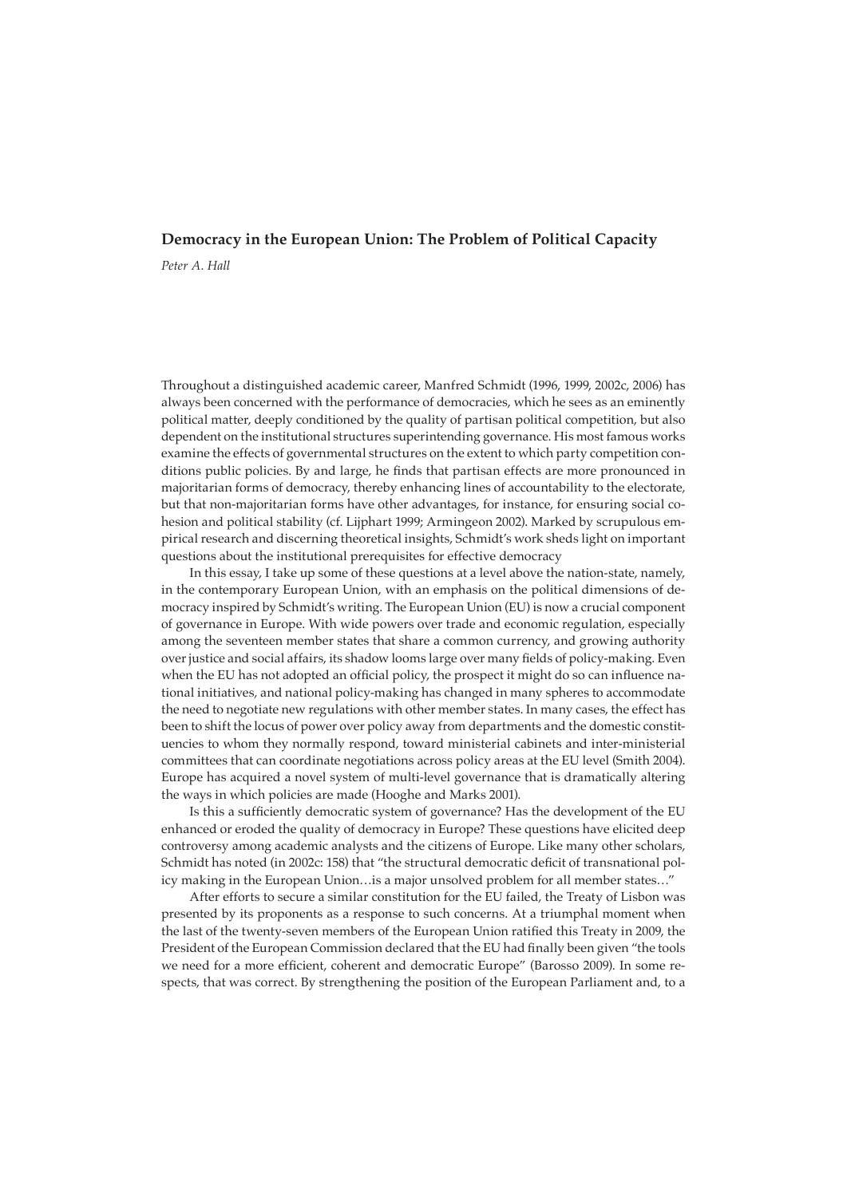## Democracy in the European Union: The Problem of Political Capacity

*Peter A. Hall*

Throughout a distinguished academic career, Manfred Schmidt (1996, 1999, 2002c, 2006) has always been concerned with the performance of democracies, which he sees as an eminently political matter, deeply conditioned by the quality of partisan political competition, but also dependent on the institutional structures superintending governance. His most famous works examine the effects of governmental structures on the extent to which party competition conditions public policies. By and large, he finds that partisan effects are more pronounced in majoritarian forms of democracy, thereby enhancing lines of accountability to the electorate, but that non-majoritarian forms have other advantages, for instance, for ensuring social cohesion and political stability (cf. Lijphart 1999; Armingeon 2002). Marked by scrupulous empirical research and discerning theoretical insights, Schmidt's work sheds light on important questions about the institutional prerequisites for effective democracy

In this essay, I take up some of these questions at a level above the nation-state, namely, in the contemporary European Union, with an emphasis on the political dimensions of democracy inspired by Schmidt's writing. The European Union (EU) is now a crucial component of governance in Europe. With wide powers over trade and economic regulation, especially among the seventeen member states that share a common currency, and growing authority over justice and social affairs, its shadow looms large over many fields of policy-making. Even when the EU has not adopted an official policy, the prospect it might do so can influence national initiatives, and national policy-making has changed in many spheres to accommodate the need to negotiate new regulations with other member states. In many cases, the effect has been to shift the locus of power over policy away from departments and the domestic constituencies to whom they normally respond, toward ministerial cabinets and inter-ministerial committees that can coordinate negotiations across policy areas at the EU level (Smith 2004). Europe has acquired a novel system of multi-level governance that is dramatically altering the ways in which policies are made (Hooghe and Marks 2001).

Is this a sufficiently democratic system of governance? Has the development of the EU enhanced or eroded the quality of democracy in Europe? These questions have elicited deep controversy among academic analysts and the citizens of Europe. Like many other scholars, Schmidt has noted (in 2002c: 158) that "the structural democratic deficit of transnational policy making in the European Union…is a major unsolved problem for all member states…"

After efforts to secure a similar constitution for the EU failed, the Treaty of Lisbon was presented by its proponents as a response to such concerns. At a triumphal moment when the last of the twenty-seven members of the European Union ratified this Treaty in 2009, the President of the European Commission declared that the EU had finally been given "the tools we need for a more efficient, coherent and democratic Europe" (Barosso 2009). In some respects, that was correct. By strengthening the position of the European Parliament and, to a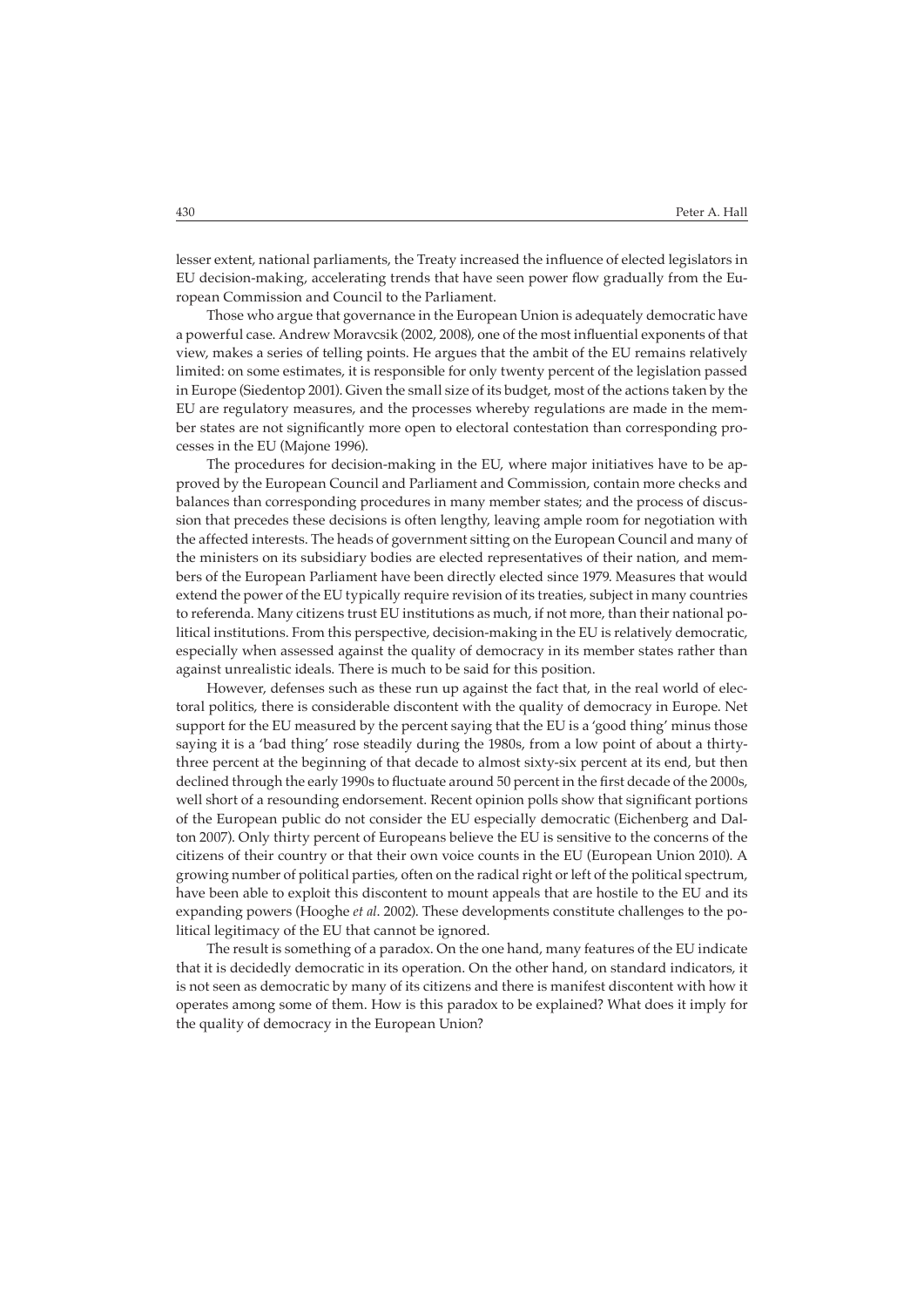lesser extent, national parliaments, the Treaty increased the influence of elected legislators in EU decision-making, accelerating trends that have seen power flow gradually from the European Commission and Council to the Parliament.

Those who argue that governance in the European Union is adequately democratic have a powerful case. Andrew Moravcsik (2002, 2008), one of the most influential exponents of that view, makes a series of telling points. He argues that the ambit of the EU remains relatively limited: on some estimates, it is responsible for only twenty percent of the legislation passed in Europe (Siedentop 2001). Given the small size of its budget, most of the actions taken by the EU are regulatory measures, and the processes whereby regulations are made in the member states are not significantly more open to electoral contestation than corresponding processes in the EU (Majone 1996).

The procedures for decision-making in the EU, where major initiatives have to be approved by the European Council and Parliament and Commission, contain more checks and balances than corresponding procedures in many member states; and the process of discussion that precedes these decisions is often lengthy, leaving ample room for negotiation with the affected interests. The heads of government sitting on the European Council and many of the ministers on its subsidiary bodies are elected representatives of their nation, and members of the European Parliament have been directly elected since 1979. Measures that would extend the power of the EU typically require revision of its treaties, subject in many countries to referenda. Many citizens trust EU institutions as much, if not more, than their national political institutions. From this perspective, decision-making in the EU is relatively democratic, especially when assessed against the quality of democracy in its member states rather than against unrealistic ideals. There is much to be said for this position.

However, defenses such as these run up against the fact that, in the real world of electoral politics, there is considerable discontent with the quality of democracy in Europe. Net support for the EU measured by the percent saying that the EU is a 'good thing' minus those saying it is a 'bad thing' rose steadily during the 1980s, from a low point of about a thirty-three percent at the beginning of that decade to almost sixty-six percent at its end, but then declined through the early 1990s to fluctuate around 50 percent in the first decade of the 2000s, well short of a resounding endorsement. Recent opinion polls show that significant portions of the European public do not consider the EU especially democratic (Eichenberg and Dalton 2007). Only thirty percent of Europeans believe the EU is sensitive to the concerns of the citizens of their country or that their own voice counts in the EU (European Union 2010). A growing number of political parties, often on the radical right or left of the political spectrum, have been able to exploit this discontent to mount appeals that are hostile to the EU and its expanding powers (Hooghe *et al.* 2002). These developments constitute challenges to the political legitimacy of the EU that cannot be ignored.

The result is something of a paradox. On the one hand, many features of the EU indicate that it is decidedly democratic in its operation. On the other hand, on standard indicators, it is not seen as democratic by many of its citizens and there is manifest discontent with how it operates among some of them. How is this paradox to be explained? What does it imply for the quality of democracy in the European Union?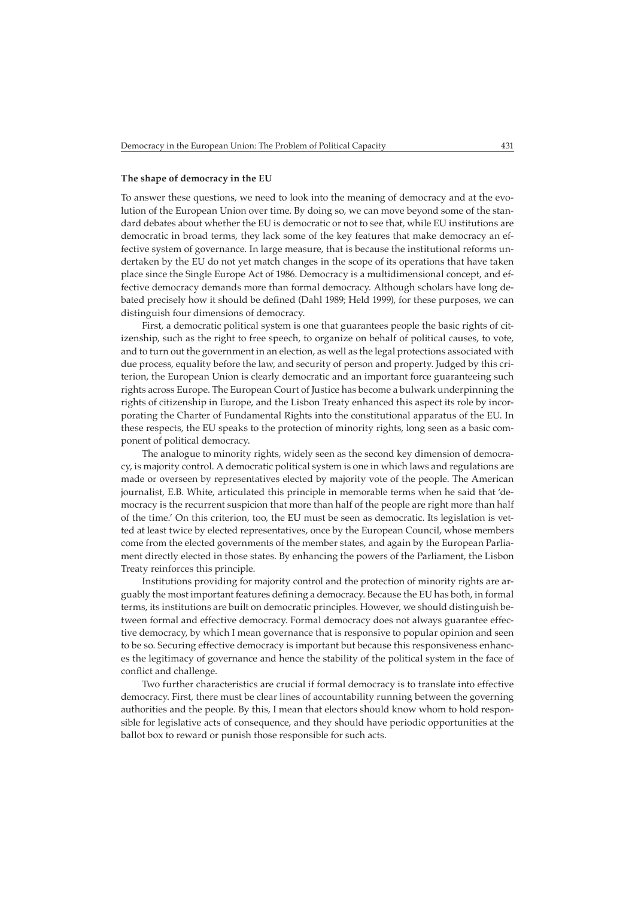### The shape of democracy in the EU

To answer these questions, we need to look into the meaning of democracy and at the evolution of the European Union over time. By doing so, we can move beyond some of the standard debates about whether the EU is democratic or not to see that, while EU institutions are democratic in broad terms, they lack some of the key features that make democracy an effective system of governance. In large measure, that is because the institutional reforms undertaken by the EU do not yet match changes in the scope of its operations that have taken place since the Single Europe Act of 1986. Democracy is a multidimensional concept, and effective democracy demands more than formal democracy. Although scholars have long debated precisely how it should be defined (Dahl 1989; Held 1999), for these purposes, we can distinguish four dimensions of democracy.

First, a democratic political system is one that guarantees people the basic rights of citizenship, such as the right to free speech, to organize on behalf of political causes, to vote, and to turn out the government in an election, as well as the legal protections associated with due process, equality before the law, and security of person and property. Judged by this criterion, the European Union is clearly democratic and an important force guaranteeing such rights across Europe. The European Court of Justice has become a bulwark underpinning the rights of citizenship in Europe, and the Lisbon Treaty enhanced this aspect its role by incorporating the Charter of Fundamental Rights into the constitutional apparatus of the EU. In these respects, the EU speaks to the protection of minority rights, long seen as a basic component of political democracy.

The analogue to minority rights, widely seen as the second key dimension of democracy, is majority control. A democratic political system is one in which laws and regulations are made or overseen by representatives elected by majority vote of the people. The American journalist, E.B. White, articulated this principle in memorable terms when he said that 'democracy is the recurrent suspicion that more than half of the people are right more than half of the time.' On this criterion, too, the EU must be seen as democratic. Its legislation is vetted at least twice by elected representatives, once by the European Council, whose members come from the elected governments of the member states, and again by the European Parliament directly elected in those states. By enhancing the powers of the Parliament, the Lisbon Treaty reinforces this principle.

Institutions providing for majority control and the protection of minority rights are arguably the most important features defining a democracy. Because the EU has both, in formal terms, its institutions are built on democratic principles. However, we should distinguish between formal and effective democracy. Formal democracy does not always guarantee effective democracy, by which I mean governance that is responsive to popular opinion and seen to be so. Securing effective democracy is important but because this responsiveness enhances the legitimacy of governance and hence the stability of the political system in the face of conflict and challenge.

Two further characteristics are crucial if formal democracy is to translate into effective democracy. First, there must be clear lines of accountability running between the governing authorities and the people. By this, I mean that electors should know whom to hold responsible for legislative acts of consequence, and they should have periodic opportunities at the ballot box to reward or punish those responsible for such acts.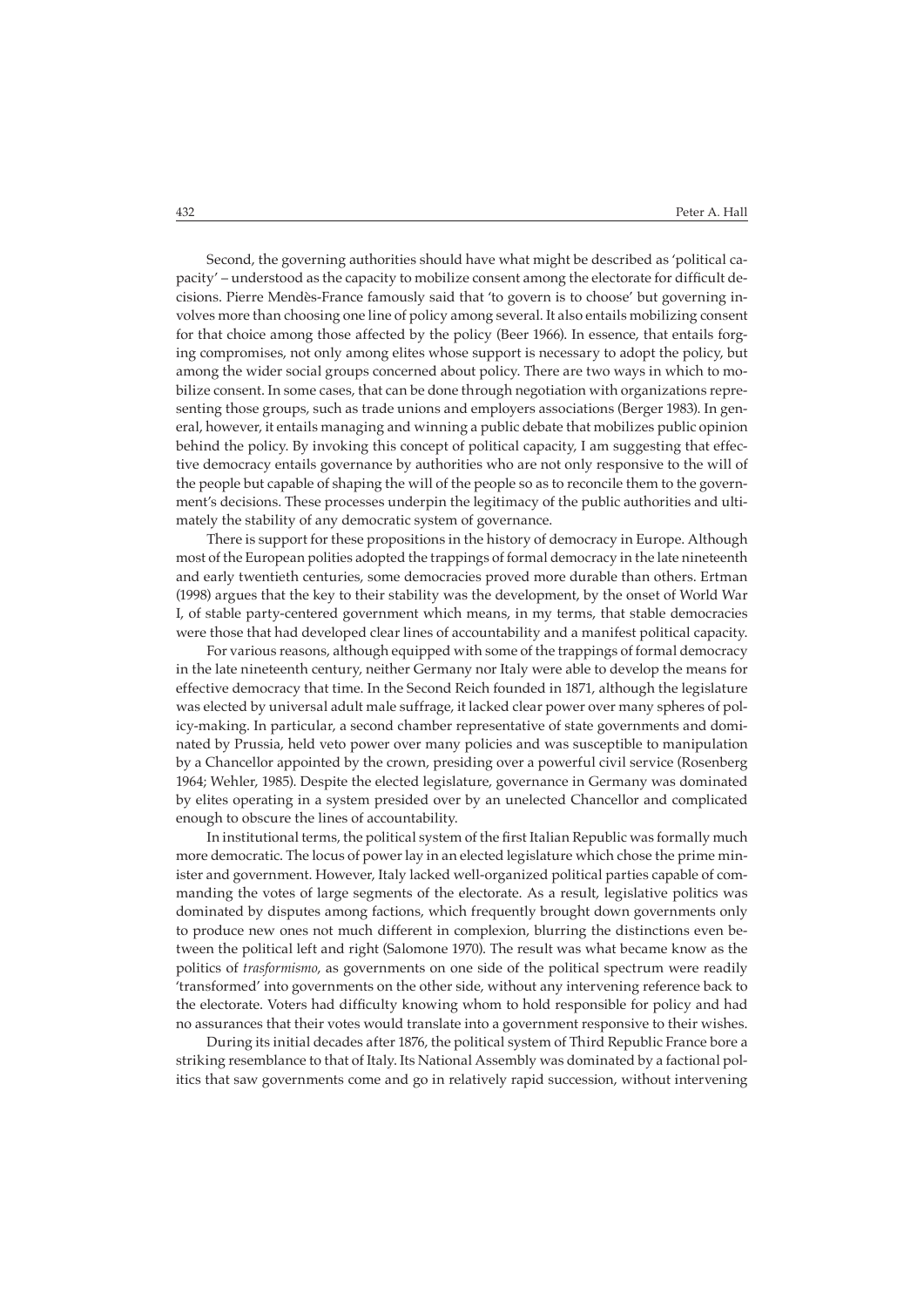Second, the governing authorities should have what might be described as 'political capacity' – understood as the capacity to mobilize consent among the electorate for difficult decisions. Pierre Mendès-France famously said that 'to govern is to choose' but governing involves more than choosing one line of policy among several. It also entails mobilizing consent for that choice among those affected by the policy (Beer 1966). In essence, that entails forging compromises, not only among elites whose support is necessary to adopt the policy, but among the wider social groups concerned about policy. There are two ways in which to mobilize consent. In some cases, that can be done through negotiation with organizations representing those groups, such as trade unions and employers associations (Berger 1983). In general, however, it entails managing and winning a public debate that mobilizes public opinion behind the policy. By invoking this concept of political capacity, I am suggesting that effective democracy entails governance by authorities who are not only responsive to the will of the people but capable of shaping the will of the people so as to reconcile them to the government's decisions. These processes underpin the legitimacy of the public authorities and ultimately the stability of any democratic system of governance.

There is support for these propositions in the history of democracy in Europe. Although most of the European polities adopted the trappings of formal democracy in the late nineteenth and early twentieth centuries, some democracies proved more durable than others. Ertman (1998) argues that the key to their stability was the development, by the onset of World War I, of stable party-centered government which means, in my terms, that stable democracies were those that had developed clear lines of accountability and a manifest political capacity.

For various reasons, although equipped with some of the trappings of formal democracy in the late nineteenth century, neither Germany nor Italy were able to develop the means for effective democracy that time. In the Second Reich founded in 1871, although the legislature was elected by universal adult male suffrage, it lacked clear power over many spheres of policy-making. In particular, a second chamber representative of state governments and dominated by Prussia, held veto power over many policies and was susceptible to manipulation by a Chancellor appointed by the crown, presiding over a powerful civil service (Rosenberg 1964; Wehler, 1985). Despite the elected legislature, governance in Germany was dominated by elites operating in a system presided over by an unelected Chancellor and complicated enough to obscure the lines of accountability.

In institutional terms, the political system of the first Italian Republic was formally much more democratic. The locus of power lay in an elected legislature which chose the prime minister and government. However, Italy lacked well-organized political parties capable of commanding the votes of large segments of the electorate. As a result, legislative politics was dominated by disputes among factions, which frequently brought down governments only to produce new ones not much different in complexion, blurring the distinctions even between the political left and right (Salomone 1970). The result was what became know as the politics of *trasformismo*, as governments on one side of the political spectrum were readily 'transformed' into governments on the other side, without any intervening reference back to the electorate. Voters had difficulty knowing whom to hold responsible for policy and had no assurances that their votes would translate into a government responsive to their wishes.

During its initial decades after 1876, the political system of Third Republic France bore a striking resemblance to that of Italy. Its National Assembly was dominated by a factional politics that saw governments come and go in relatively rapid succession, without intervening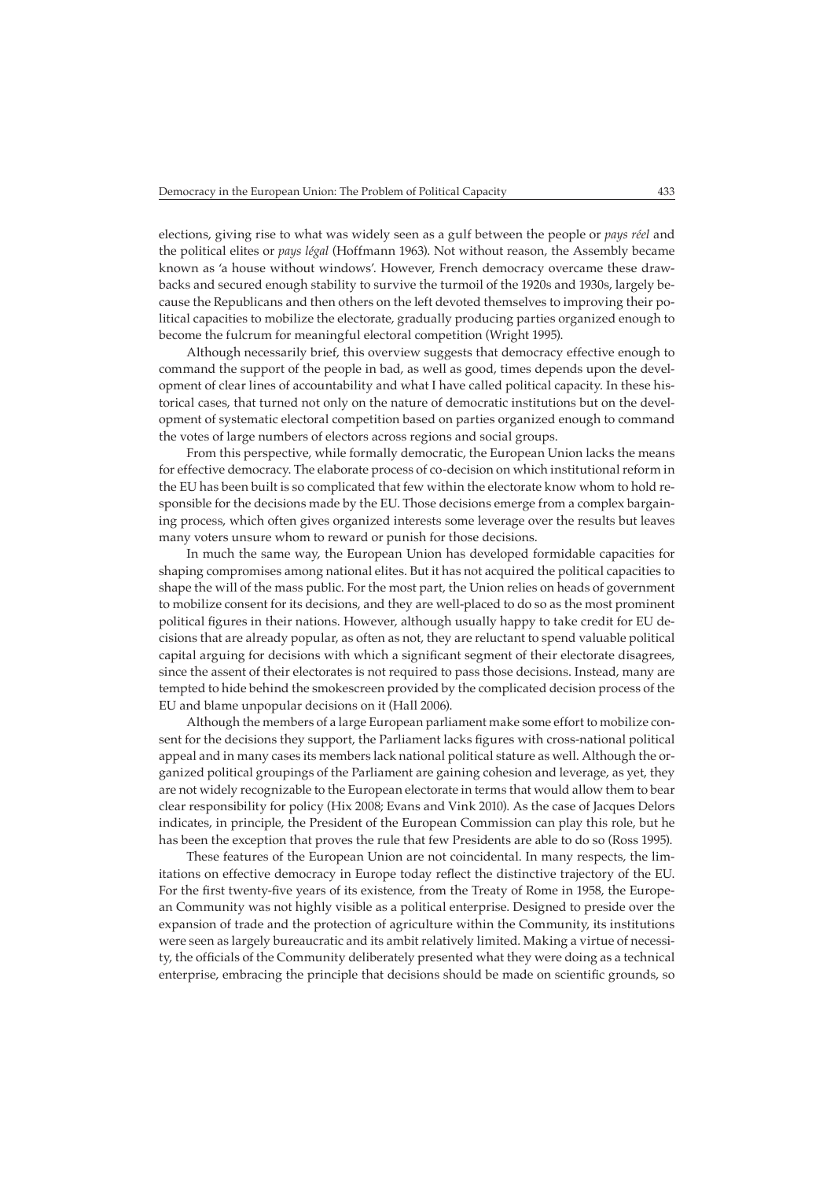elections, giving rise to what was widely seen as a gulf between the people or *pays réel* and the political elites or *pays légal* (Hoffmann 1963). Not without reason, the Assembly became known as 'a house without windows'. However, French democracy overcame these drawbacks and secured enough stability to survive the turmoil of the 1920s and 1930s, largely because the Republicans and then others on the left devoted themselves to improving their political capacities to mobilize the electorate, gradually producing parties organized enough to become the fulcrum for meaningful electoral competition (Wright 1995).

Although necessarily brief, this overview suggests that democracy effective enough to command the support of the people in bad, as well as good, times depends upon the development of clear lines of accountability and what I have called political capacity. In these historical cases, that turned not only on the nature of democratic institutions but on the development of systematic electoral competition based on parties organized enough to command the votes of large numbers of electors across regions and social groups.

From this perspective, while formally democratic, the European Union lacks the means for effective democracy. The elaborate process of co-decision on which institutional reform in the EU has been built is so complicated that few within the electorate know whom to hold responsible for the decisions made by the EU. Those decisions emerge from a complex bargaining process, which often gives organized interests some leverage over the results but leaves many voters unsure whom to reward or punish for those decisions.

In much the same way, the European Union has developed formidable capacities for shaping compromises among national elites. But it has not acquired the political capacities to shape the will of the mass public. For the most part, the Union relies on heads of government to mobilize consent for its decisions, and they are well-placed to do so as the most prominent political figures in their nations. However, although usually happy to take credit for EU decisions that are already popular, as often as not, they are reluctant to spend valuable political capital arguing for decisions with which a significant segment of their electorate disagrees, since the assent of their electorates is not required to pass those decisions. Instead, many are tempted to hide behind the smokescreen provided by the complicated decision process of the EU and blame unpopular decisions on it (Hall 2006).

Although the members of a large European parliament make some effort to mobilize consent for the decisions they support, the Parliament lacks figures with cross-national political appeal and in many cases its members lack national political stature as well. Although the organized political groupings of the Parliament are gaining cohesion and leverage, as yet, they are not widely recognizable to the European electorate in terms that would allow them to bear clear responsibility for policy (Hix 2008; Evans and Vink 2010). As the case of Jacques Delors indicates, in principle, the President of the European Commission can play this role, but he has been the exception that proves the rule that few Presidents are able to do so (Ross 1995).

These features of the European Union are not coincidental. In many respects, the limitations on effective democracy in Europe today reflect the distinctive trajectory of the EU. For the first twenty-five years of its existence, from the Treaty of Rome in 1958, the European Community was not highly visible as a political enterprise. Designed to preside over the expansion of trade and the protection of agriculture within the Community, its institutions were seen as largely bureaucratic and its ambit relatively limited. Making a virtue of necessity, the officials of the Community deliberately presented what they were doing as a technical enterprise, embracing the principle that decisions should be made on scientific grounds, so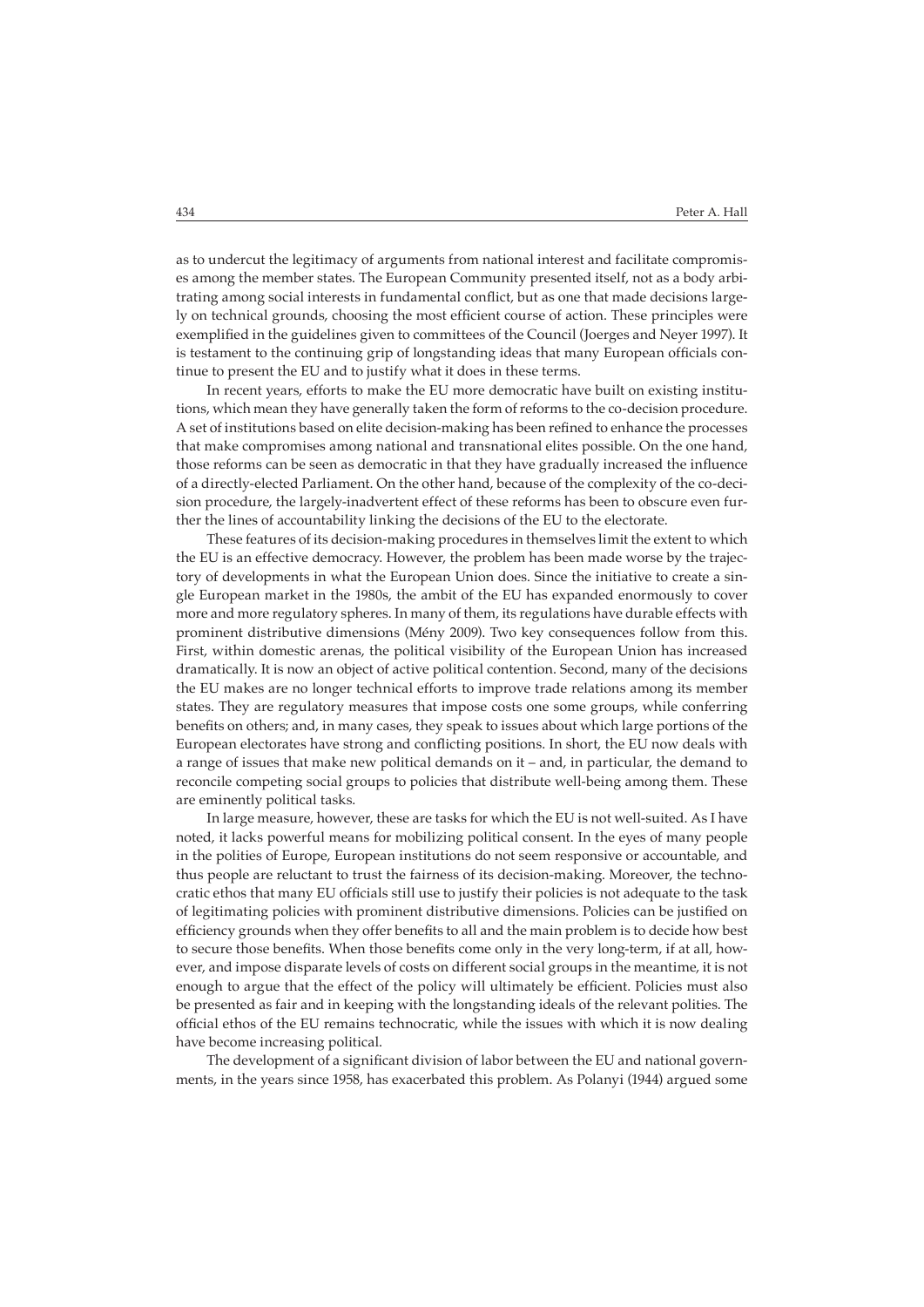as to undercut the legitimacy of arguments from national interest and facilitate compromises among the member states. The European Community presented itself, not as a body arbitrating among social interests in fundamental conflict, but as one that made decisions largely on technical grounds, choosing the most efficient course of action. These principles were exemplified in the guidelines given to committees of the Council (Joerges and Neyer 1997). It is testament to the continuing grip of longstanding ideas that many European officials continue to present the EU and to justify what it does in these terms.

In recent years, efforts to make the EU more democratic have built on existing institutions, which mean they have generally taken the form of reforms to the co-decision procedure. A set of institutions based on elite decision-making has been refined to enhance the processes that make compromises among national and transnational elites possible. On the one hand, those reforms can be seen as democratic in that they have gradually increased the influence of a directly-elected Parliament. On the other hand, because of the complexity of the co-decision procedure, the largely-inadvertent effect of these reforms has been to obscure even further the lines of accountability linking the decisions of the EU to the electorate.

These features of its decision-making procedures in themselves limit the extent to which the EU is an effective democracy. However, the problem has been made worse by the trajectory of developments in what the European Union does. Since the initiative to create a single European market in the 1980s, the ambit of the EU has expanded enormously to cover more and more regulatory spheres. In many of them, its regulations have durable effects with prominent distributive dimensions (Mény 2009). Two key consequences follow from this. First, within domestic arenas, the political visibility of the European Union has increased dramatically. It is now an object of active political contention. Second, many of the decisions the EU makes are no longer technical efforts to improve trade relations among its member states. They are regulatory measures that impose costs one some groups, while conferring benefits on others; and, in many cases, they speak to issues about which large portions of the European electorates have strong and conflicting positions. In short, the EU now deals with a range of issues that make new political demands on it – and, in particular, the demand to reconcile competing social groups to policies that distribute well-being among them. These are eminently political tasks.

In large measure, however, these are tasks for which the EU is not well-suited. As I have noted, it lacks powerful means for mobilizing political consent. In the eyes of many people in the polities of Europe, European institutions do not seem responsive or accountable, and thus people are reluctant to trust the fairness of its decision-making. Moreover, the technocratic ethos that many EU officials still use to justify their policies is not adequate to the task of legitimating policies with prominent distributive dimensions. Policies can be justified on efficiency grounds when they offer benefits to all and the main problem is to decide how best to secure those benefits. When those benefits come only in the very long-term, if at all, however, and impose disparate levels of costs on different social groups in the meantime, it is not enough to argue that the effect of the policy will ultimately be efficient. Policies must also be presented as fair and in keeping with the longstanding ideals of the relevant polities. The official ethos of the EU remains technocratic, while the issues with which it is now dealing have become increasing political.

The development of a significant division of labor between the EU and national governments, in the years since 1958, has exacerbated this problem. As Polanyi (1944) argued some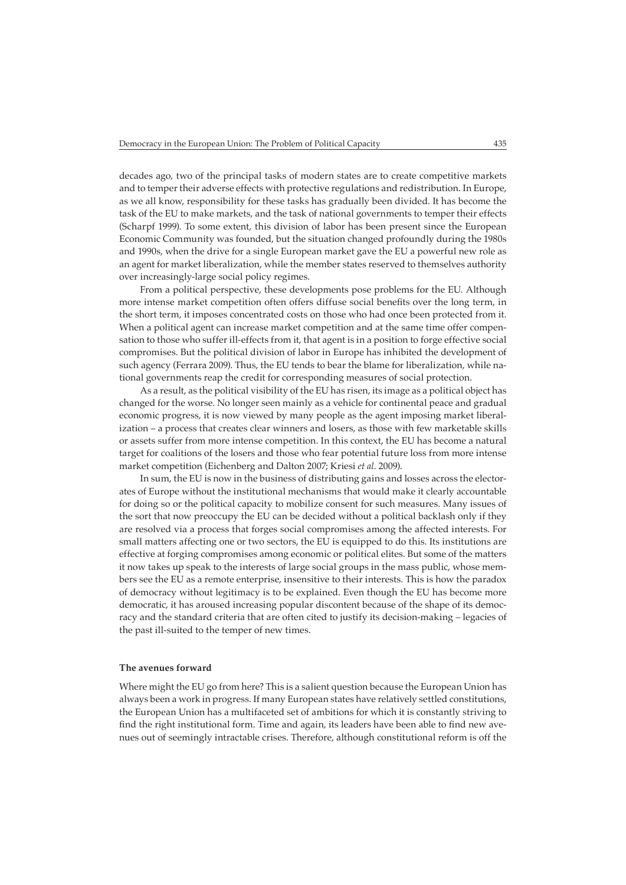decades ago, two of the principal tasks of modern states are to create competitive markets and to temper their adverse effects with protective regulations and redistribution. In Europe, as we all know, responsibility for these tasks has gradually been divided. It has become the task of the EU to make markets, and the task of national governments to temper their effects (Scharpf 1999). To some extent, this division of labor has been present since the European Economic Community was founded, but the situation changed profoundly during the 1980s and 1990s, when the drive for a single European market gave the EU a powerful new role as an agent for market liberalization, while the member states reserved to themselves authority over increasingly-large social policy regimes.

From a political perspective, these developments pose problems for the EU. Although more intense market competition often offers diffuse social benefits over the long term, in the short term, it imposes concentrated costs on those who had once been protected from it. When a political agent can increase market competition and at the same time offer compensation to those who suffer ill-effects from it, that agent is in a position to forge effective social compromises. But the political division of labor in Europe has inhibited the development of such agency (Ferrara 2009). Thus, the EU tends to bear the blame for liberalization, while national governments reap the credit for corresponding measures of social protection.

As a result, as the political visibility of the EU has risen, its image as a political object has changed for the worse. No longer seen mainly as a vehicle for continental peace and gradual economic progress, it is now viewed by many people as the agent imposing market liberalization – a process that creates clear winners and losers, as those with few marketable skills or assets suffer from more intense competition. In this context, the EU has become a natural target for coalitions of the losers and those who fear potential future loss from more intense market competition (Eichenberg and Dalton 2007; Kriesi *et al*. 2009).

In sum, the EU is now in the business of distributing gains and losses across the electorates of Europe without the institutional mechanisms that would make it clearly accountable for doing so or the political capacity to mobilize consent for such measures. Many issues of the sort that now preoccupy the EU can be decided without a political backlash only if they are resolved via a process that forges social compromises among the affected interests. For small matters affecting one or two sectors, the EU is equipped to do this. Its institutions are effective at forging compromises among economic or political elites. But some of the matters it now takes up speak to the interests of large social groups in the mass public, whose members see the EU as a remote enterprise, insensitive to their interests. This is how the paradox of democracy without legitimacy is to be explained. Even though the EU has become more democratic, it has aroused increasing popular discontent because of the shape of its democracy and the standard criteria that are often cited to justify its decision-making – legacies of the past ill-suited to the temper of new times.

### The avenues forward

Where might the EU go from here? This is a salient question because the European Union has always been a work in progress. If many European states have relatively settled constitutions, the European Union has a multifaceted set of ambitions for which it is constantly striving to find the right institutional form. Time and again, its leaders have been able to find new avenues out of seemingly intractable crises. Therefore, although constitutional reform is off the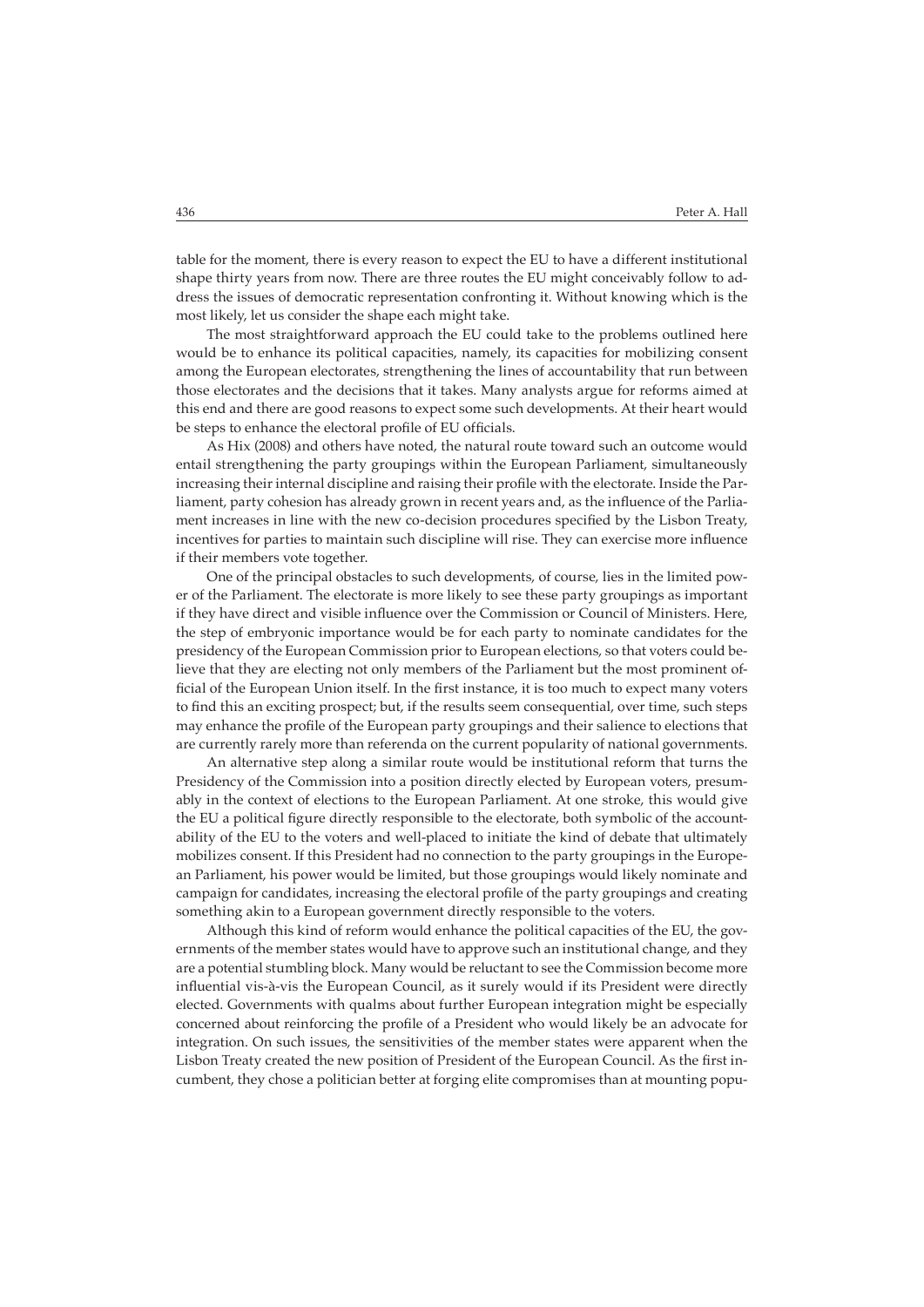table for the moment, there is every reason to expect the EU to have a different institutional shape thirty years from now. There are three routes the EU might conceivably follow to address the issues of democratic representation confronting it. Without knowing which is the most likely, let us consider the shape each might take.

The most straightforward approach the EU could take to the problems outlined here would be to enhance its political capacities, namely, its capacities for mobilizing consent among the European electorates, strengthening the lines of accountability that run between those electorates and the decisions that it takes. Many analysts argue for reforms aimed at this end and there are good reasons to expect some such developments. At their heart would be steps to enhance the electoral profile of EU officials.

As Hix (2008) and others have noted, the natural route toward such an outcome would entail strengthening the party groupings within the European Parliament, simultaneously increasing their internal discipline and raising their profile with the electorate. Inside the Parliament, party cohesion has already grown in recent years and, as the influence of the Parliament increases in line with the new co-decision procedures specified by the Lisbon Treaty, incentives for parties to maintain such discipline will rise. They can exercise more influence if their members vote together.

One of the principal obstacles to such developments, of course, lies in the limited power of the Parliament. The electorate is more likely to see these party groupings as important if they have direct and visible influence over the Commission or Council of Ministers. Here, the step of embryonic importance would be for each party to nominate candidates for the presidency of the European Commission prior to European elections, so that voters could believe that they are electing not only members of the Parliament but the most prominent official of the European Union itself. In the first instance, it is too much to expect many voters to find this an exciting prospect; but, if the results seem consequential, over time, such steps may enhance the profile of the European party groupings and their salience to elections that are currently rarely more than referenda on the current popularity of national governments.

An alternative step along a similar route would be institutional reform that turns the Presidency of the Commission into a position directly elected by European voters, presumably in the context of elections to the European Parliament. At one stroke, this would give the EU a political figure directly responsible to the electorate, both symbolic of the accountability of the EU to the voters and well-placed to initiate the kind of debate that ultimately mobilizes consent. If this President had no connection to the party groupings in the European Parliament, his power would be limited, but those groupings would likely nominate and campaign for candidates, increasing the electoral profile of the party groupings and creating something akin to a European government directly responsible to the voters.

Although this kind of reform would enhance the political capacities of the EU, the governments of the member states would have to approve such an institutional change, and they are a potential stumbling block. Many would be reluctant to see the Commission become more influential vis-à-vis the European Council, as it surely would if its President were directly elected. Governments with qualms about further European integration might be especially concerned about reinforcing the profile of a President who would likely be an advocate for integration. On such issues, the sensitivities of the member states were apparent when the Lisbon Treaty created the new position of President of the European Council. As the first incumbent, they chose a politician better at forging elite compromises than at mounting popu-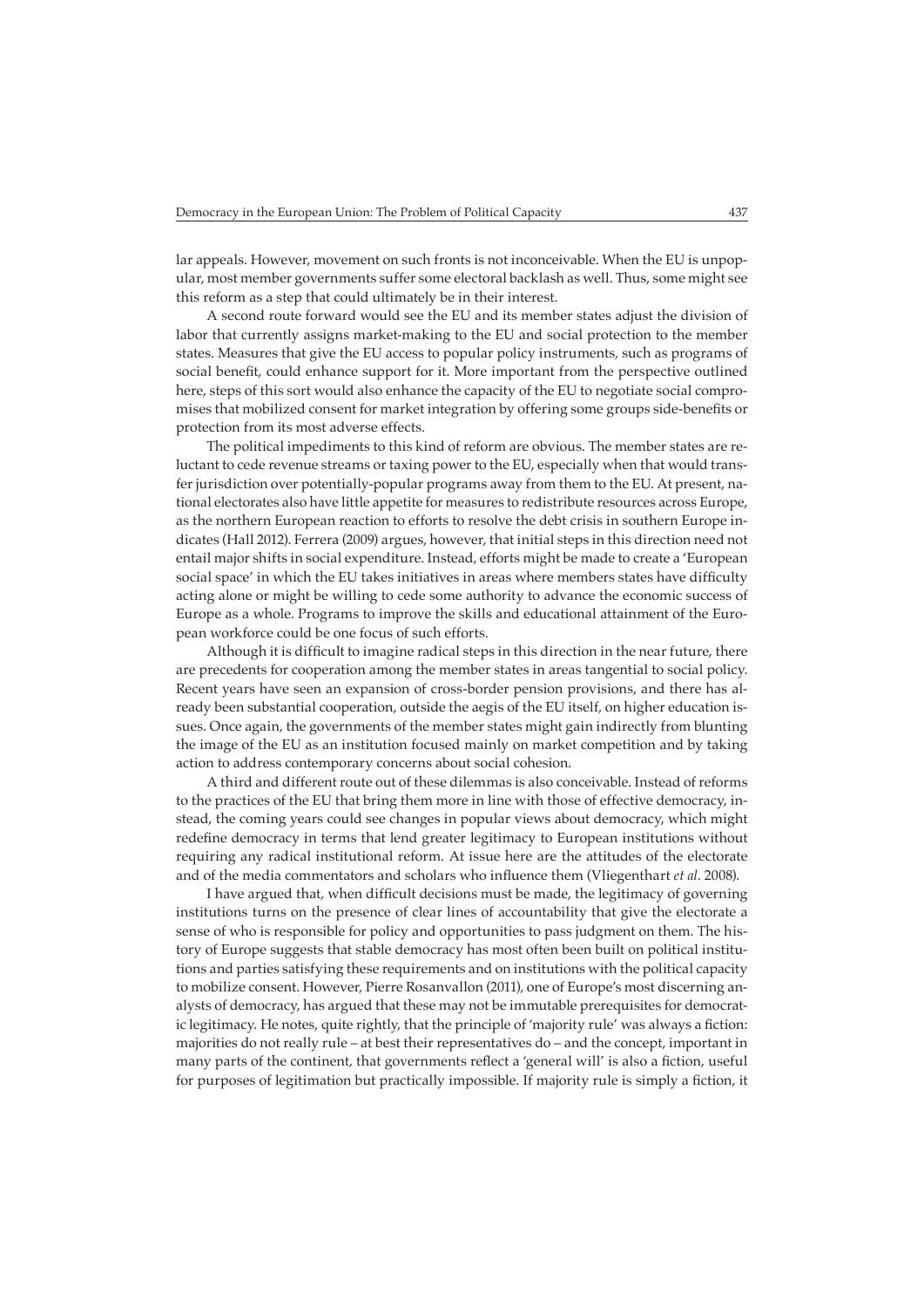lar appeals. However, movement on such fronts is not inconceivable. When the EU is unpopular, most member governments suffer some electoral backlash as well. Thus, some might see this reform as a step that could ultimately be in their interest.

A second route forward would see the EU and its member states adjust the division of labor that currently assigns market-making to the EU and social protection to the member states. Measures that give the EU access to popular policy instruments, such as programs of social benefit, could enhance support for it. More important from the perspective outlined here, steps of this sort would also enhance the capacity of the EU to negotiate social compromises that mobilized consent for market integration by offering some groups side-benefits or protection from its most adverse effects.

The political impediments to this kind of reform are obvious. The member states are reluctant to cede revenue streams or taxing power to the EU, especially when that would transfer jurisdiction over potentially-popular programs away from them to the EU. At present, national electorates also have little appetite for measures to redistribute resources across Europe, as the northern European reaction to efforts to resolve the debt crisis in southern Europe indicates (Hall 2012). Ferrera (2009) argues, however, that initial steps in this direction need not entail major shifts in social expenditure. Instead, efforts might be made to create a 'European social space' in which the EU takes initiatives in areas where members states have difficulty acting alone or might be willing to cede some authority to advance the economic success of Europe as a whole. Programs to improve the skills and educational attainment of the European workforce could be one focus of such efforts.

Although it is difficult to imagine radical steps in this direction in the near future, there are precedents for cooperation among the member states in areas tangential to social policy. Recent years have seen an expansion of cross-border pension provisions, and there has already been substantial cooperation, outside the aegis of the EU itself, on higher education issues. Once again, the governments of the member states might gain indirectly from blunting the image of the EU as an institution focused mainly on market competition and by taking action to address contemporary concerns about social cohesion.

A third and different route out of these dilemmas is also conceivable. Instead of reforms to the practices of the EU that bring them more in line with those of effective democracy, instead, the coming years could see changes in popular views about democracy, which might redefine democracy in terms that lend greater legitimacy to European institutions without requiring any radical institutional reform. At issue here are the attitudes of the electorate and of the media commentators and scholars who influence them (Vliegenthart *et al*. 2008).

I have argued that, when difficult decisions must be made, the legitimacy of governing institutions turns on the presence of clear lines of accountability that give the electorate a sense of who is responsible for policy and opportunities to pass judgment on them. The history of Europe suggests that stable democracy has most often been built on political institutions and parties satisfying these requirements and on institutions with the political capacity to mobilize consent. However, Pierre Rosanvallon (2011), one of Europe's most discerning analysts of democracy, has argued that these may not be immutable prerequisites for democratic legitimacy. He notes, quite rightly, that the principle of 'majority rule' was always a fiction: majorities do not really rule – at best their representatives do – and the concept, important in many parts of the continent, that governments reflect a 'general will' is also a fiction, useful for purposes of legitimation but practically impossible. If majority rule is simply a fiction, it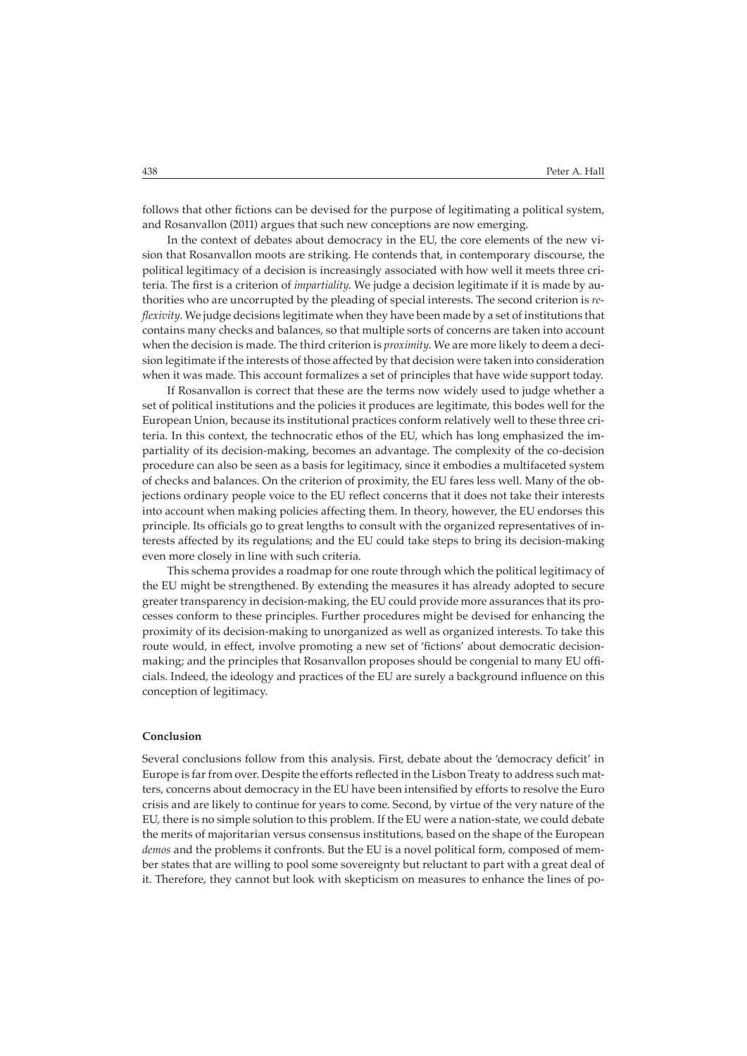follows that other fictions can be devised for the purpose of legitimating a political system, and Rosanvallon (2011) argues that such new conceptions are now emerging.

In the context of debates about democracy in the EU, the core elements of the new vision that Rosanvallon moots are striking. He contends that, in contemporary discourse, the political legitimacy of a decision is increasingly associated with how well it meets three criteria. The first is a criterion of *impartiality*. We judge a decision legitimate if it is made by authorities who are uncorrupted by the pleading of special interests. The second criterion is *reflexivity*. We judge decisions legitimate when they have been made by a set of institutions that contains many checks and balances, so that multiple sorts of concerns are taken into account when the decision is made. The third criterion is *proximity*. We are more likely to deem a decision legitimate if the interests of those affected by that decision were taken into consideration when it was made. This account formalizes a set of principles that have wide support today.

If Rosanvallon is correct that these are the terms now widely used to judge whether a set of political institutions and the policies it produces are legitimate, this bodes well for the European Union, because its institutional practices conform relatively well to these three criteria. In this context, the technocratic ethos of the EU, which has long emphasized the impartiality of its decision-making, becomes an advantage. The complexity of the co-decision procedure can also be seen as a basis for legitimacy, since it embodies a multifaceted system of checks and balances. On the criterion of proximity, the EU fares less well. Many of the objections ordinary people voice to the EU reflect concerns that it does not take their interests into account when making policies affecting them. In theory, however, the EU endorses this principle. Its officials go to great lengths to consult with the organized representatives of interests affected by its regulations; and the EU could take steps to bring its decision-making even more closely in line with such criteria.

This schema provides a roadmap for one route through which the political legitimacy of the EU might be strengthened. By extending the measures it has already adopted to secure greater transparency in decision-making, the EU could provide more assurances that its processes conform to these principles. Further procedures might be devised for enhancing the proximity of its decision-making to unorganized as well as organized interests. To take this route would, in effect, involve promoting a new set of 'fictions' about democratic decision-making; and the principles that Rosanvallon proposes should be congenial to many EU officials. Indeed, the ideology and practices of the EU are surely a background influence on this conception of legitimacy.

## Conclusion

Several conclusions follow from this analysis. First, debate about the 'democracy deficit' in Europe is far from over. Despite the efforts reflected in the Lisbon Treaty to address such matters, concerns about democracy in the EU have been intensified by efforts to resolve the Euro crisis and are likely to continue for years to come. Second, by virtue of the very nature of the EU, there is no simple solution to this problem. If the EU were a nation-state, we could debate the merits of majoritarian versus consensus institutions, based on the shape of the European *demos* and the problems it confronts. But the EU is a novel political form, composed of member states that are willing to pool some sovereignty but reluctant to part with a great deal of it. Therefore, they cannot but look with skepticism on measures to enhance the lines of po-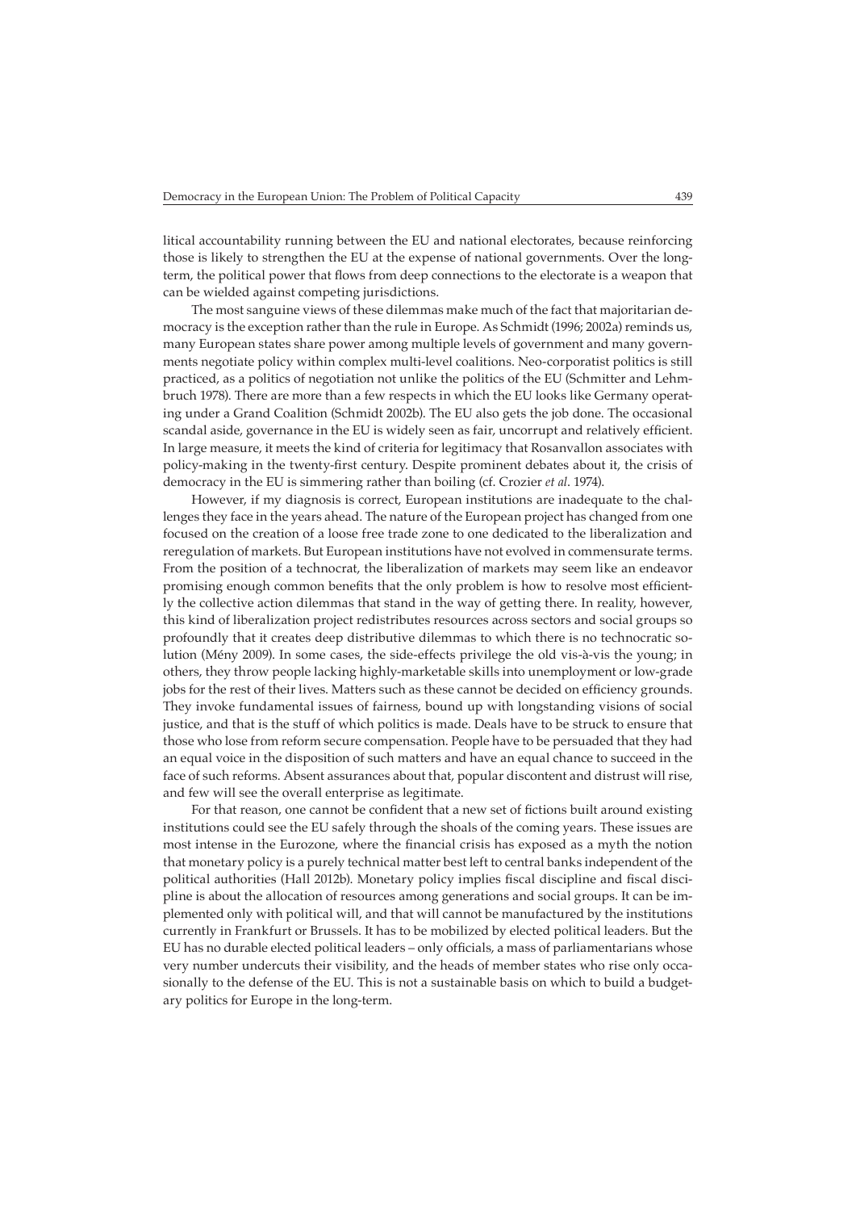litical accountability running between the EU and national electorates, because reinforcing those is likely to strengthen the EU at the expense of national governments. Over the long-term, the political power that flows from deep connections to the electorate is a weapon that can be wielded against competing jurisdictions.

The most sanguine views of these dilemmas make much of the fact that majoritarian democracy is the exception rather than the rule in Europe. As Schmidt (1996; 2002a) reminds us, many European states share power among multiple levels of government and many governments negotiate policy within complex multi-level coalitions. Neo-corporatist politics is still practiced, as a politics of negotiation not unlike the politics of the EU (Schmitter and Lehmbruch 1978). There are more than a few respects in which the EU looks like Germany operating under a Grand Coalition (Schmidt 2002b). The EU also gets the job done. The occasional scandal aside, governance in the EU is widely seen as fair, uncorrupt and relatively efficient. In large measure, it meets the kind of criteria for legitimacy that Rosanvallon associates with policy-making in the twenty-first century. Despite prominent debates about it, the crisis of democracy in the EU is simmering rather than boiling (cf. Crozier *et al*. 1974).

However, if my diagnosis is correct, European institutions are inadequate to the challenges they face in the years ahead. The nature of the European project has changed from one focused on the creation of a loose free trade zone to one dedicated to the liberalization and reregulation of markets. But European institutions have not evolved in commensurate terms. From the position of a technocrat, the liberalization of markets may seem like an endeavor promising enough common benefits that the only problem is how to resolve most efficiently the collective action dilemmas that stand in the way of getting there. In reality, however, this kind of liberalization project redistributes resources across sectors and social groups so profoundly that it creates deep distributive dilemmas to which there is no technocratic solution (Mény 2009). In some cases, the side-effects privilege the old vis-à-vis the young; in others, they throw people lacking highly-marketable skills into unemployment or low-grade jobs for the rest of their lives. Matters such as these cannot be decided on efficiency grounds. They invoke fundamental issues of fairness, bound up with longstanding visions of social justice, and that is the stuff of which politics is made. Deals have to be struck to ensure that those who lose from reform secure compensation. People have to be persuaded that they had an equal voice in the disposition of such matters and have an equal chance to succeed in the face of such reforms. Absent assurances about that, popular discontent and distrust will rise, and few will see the overall enterprise as legitimate.

For that reason, one cannot be confident that a new set of fictions built around existing institutions could see the EU safely through the shoals of the coming years. These issues are most intense in the Eurozone, where the financial crisis has exposed as a myth the notion that monetary policy is a purely technical matter best left to central banks independent of the political authorities (Hall 2012b). Monetary policy implies fiscal discipline and fiscal discipline is about the allocation of resources among generations and social groups. It can be implemented only with political will, and that will cannot be manufactured by the institutions currently in Frankfurt or Brussels. It has to be mobilized by elected political leaders. But the EU has no durable elected political leaders – only officials, a mass of parliamentarians whose very number undercuts their visibility, and the heads of member states who rise only occasionally to the defense of the EU. This is not a sustainable basis on which to build a budgetary politics for Europe in the long-term.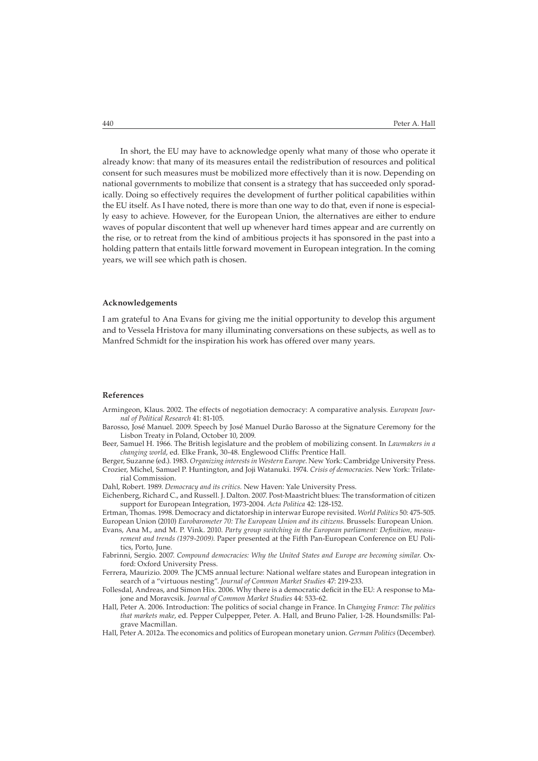In short, the EU may have to acknowledge openly what many of those who operate it already know: that many of its measures entail the redistribution of resources and political consent for such measures must be mobilized more effectively than it is now. Depending on national governments to mobilize that consent is a strategy that has succeeded only sporadically. Doing so effectively requires the development of further political capabilities within the EU itself. As I have noted, there is more than one way to do that, even if none is especially easy to achieve. However, for the European Union, the alternatives are either to endure waves of popular discontent that well up whenever hard times appear and are currently on the rise, or to retreat from the kind of ambitious projects it has sponsored in the past into a holding pattern that entails little forward movement in European integration. In the coming years, we will see which path is chosen.

### Acknowledgements

I am grateful to Ana Evans for giving me the initial opportunity to develop this argument and to Vessela Hristova for many illuminating conversations on these subjects, as well as to Manfred Schmidt for the inspiration his work has offered over many years.

### References

Armingeon, Klaus. 2002. The effects of negotiation democracy: A comparative analysis. *European Journal of Political Research* 41: 81-105.

Barosso, José Manuel. 2009. Speech by José Manuel Durão Barosso at the Signature Ceremony for the Lisbon Treaty in Poland, October 10, 2009.

Beer, Samuel H. 1966. The British legislature and the problem of mobilizing consent. In *Lawmakers in a changing world*, ed. Elke Frank, 30-48. Englewood Cliffs: Prentice Hall.

Berger, Suzanne (ed.). 1983. *Organizing interests in Western Europe*. New York: Cambridge University Press.

Crozier, Michel, Samuel P. Huntington, and Joji Watanuki. 1974. *Crisis of democracies*. New York: Trilateral Commission.

Dahl, Robert. 1989. *Democracy and its critics*. New Haven: Yale University Press.

Eichenberg, Richard C., and Russell. J. Dalton. 2007. Post-Maastricht blues: The transformation of citizen support for European Integration, 1973-2004. *Acta Politica* 42: 128-152.

Ertman, Thomas. 1998. Democracy and dictatorship in interwar Europe revisited. *World Politics* 50: 475-505.

European Union (2010) *Eurobarometer 70: The European Union and its citizens*. Brussels: European Union.

Evans, Ana M., and M. P. Vink. 2010. *Party group switching in the European parliament: Definition, measurement and trends (1979-2009)*. Paper presented at the Fifth Pan-European Conference on EU Politics, Porto, June.

Fabrinni, Sergio. 2007. *Compound democracies: Why the United States and Europe are becoming similar*. Oxford: Oxford University Press.

Ferrera, Maurizio. 2009. The JCMS annual lecture: National welfare states and European integration in search of a "virtuous nesting". *Journal of Common Market Studies* 47: 219-233.

Follesdal, Andreas, and Simon Hix. 2006. Why there is a democratic deficit in the EU: A response to Majone and Moravcsik. *Journal of Common Market Studies* 44: 533-62.

Hall, Peter A. 2006. Introduction: The politics of social change in France. In *Changing France: The politics that markets make*, ed. Pepper Culpepper, Peter. A. Hall, and Bruno Palier, 1-28. Houndsmills: Palgrave Macmillan.

Hall, Peter A. 2012a. The economics and politics of European monetary union. *German Politics* (December).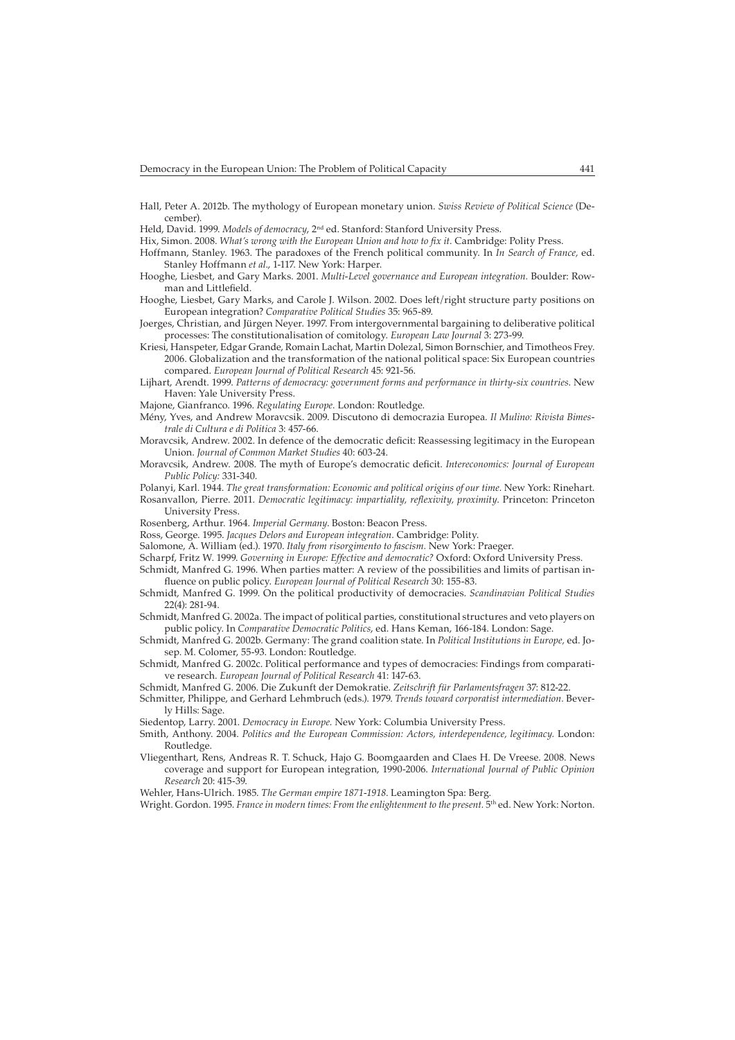Hall, Peter A. 2012b. The mythology of European monetary union. *Swiss Review of Political Science* (December).

Held, David. 1999. *Models of democracy*, 2nd ed. Stanford: Stanford University Press.

Hix, Simon. 2008. *What's wrong with the European Union and how to fix it*. Cambridge: Polity Press.

Hoffmann, Stanley. 1963. The paradoxes of the French political community. In *In Search of France*, ed. Stanley Hoffmann *et al*., 1-117. New York: Harper.

Hooghe, Liesbet, and Gary Marks. 2001. *Multi-Level governance and European integration*. Boulder: Rowman and Littlefield.

Hooghe, Liesbet, Gary Marks, and Carole J. Wilson. 2002. Does left/right structure party positions on European integration? *Comparative Political Studies* 35: 965-89.

Joerges, Christian, and Jürgen Neyer. 1997. From intergovernmental bargaining to deliberative political processes: The constitutionalisation of comitology. *European Law Journal* 3: 273-99.

Kriesi, Hanspeter, Edgar Grande, Romain Lachat, Martin Dolezal, Simon Bornschier, and Timotheos Frey. 2006. Globalization and the transformation of the national political space: Six European countries compared. *European Journal of Political Research* 45: 921-56.

Lijhart, Arendt. 1999. *Patterns of democracy: government forms and performance in thirty-six countries*. New Haven: Yale University Press.

Majone, Gianfranco. 1996. *Regulating Europe*. London: Routledge.

Mény, Yves, and Andrew Moravcsik. 2009. Discutono di democrazia Europea. *Il Mulino: Rivista Bimestrale di Cultura e di Politica* 3: 457-66.

Moravcsik, Andrew. 2002. In defence of the democratic deficit: Reassessing legitimacy in the European Union. *Journal of Common Market Studies* 40: 603-24.

Moravcsik, Andrew. 2008. The myth of Europe's democratic deficit. *Intereconomics: Journal of European Public Policy:* 331-340.

Polanyi, Karl. 1944. *The great transformation: Economic and political origins of our time*. New York: Rinehart.

Rosanvallon, Pierre. 2011. *Democratic legitimacy: impartiality, reflexivity, proximity*. Princeton: Princeton University Press.

Rosenberg, Arthur. 1964. *Imperial Germany*. Boston: Beacon Press.

Ross, George. 1995. *Jacques Delors and European integration*. Cambridge: Polity.

Salomone, A. William (ed.). 1970. *Italy from risorgimento to fascism*. New York: Praeger.

Scharpf, Fritz W. 1999. *Governing in Europe: Effective and democratic?* Oxford: Oxford University Press.

Schmidt, Manfred G. 1996. When parties matter: A review of the possibilities and limits of partisan influence on public policy. *European Journal of Political Research* 30: 155-83.

Schmidt, Manfred G. 1999. On the political productivity of democracies. *Scandinavian Political Studies* 22(4): 281-94.

Schmidt, Manfred G. 2002a. The impact of political parties, constitutional structures and veto players on public policy. In *Comparative Democratic Politics*, ed. Hans Keman, 166-184. London: Sage.

Schmidt, Manfred G. 2002b. Germany: The grand coalition state. In *Political Institutions in Europe*, ed. Josep. M. Colomer, 55-93. London: Routledge.

Schmidt, Manfred G. 2002c. Political performance and types of democracies: Findings from comparative research. *European Journal of Political Research* 41: 147-63.

Schmidt, Manfred G. 2006. Die Zukunft der Demokratie. *Zeitschrift für Parlamentsfragen* 37: 812-22.

Schmitter, Philippe, and Gerhard Lehmbruch (eds.). 1979. *Trends toward corporatist intermediation*. Beverly Hills: Sage.

Siedentop, Larry. 2001. *Democracy in Europe*. New York: Columbia University Press.

Smith, Anthony. 2004. *Politics and the European Commission: Actors, interdependence, legitimacy*. London: Routledge.

Vliegenthart, Rens, Andreas R. T. Schuck, Hajo G. Boomgaarden and Claes H. De Vreese. 2008. News coverage and support for European integration, 1990-2006. *International Journal of Public Opinion Research* 20: 415-39.

Wehler, Hans-Ulrich. 1985. *The German empire 1871-1918*. Leamington Spa: Berg.

Wright. Gordon. 1995. *France in modern times: From the enlightenment to the present*. 5th ed. New York: Norton.